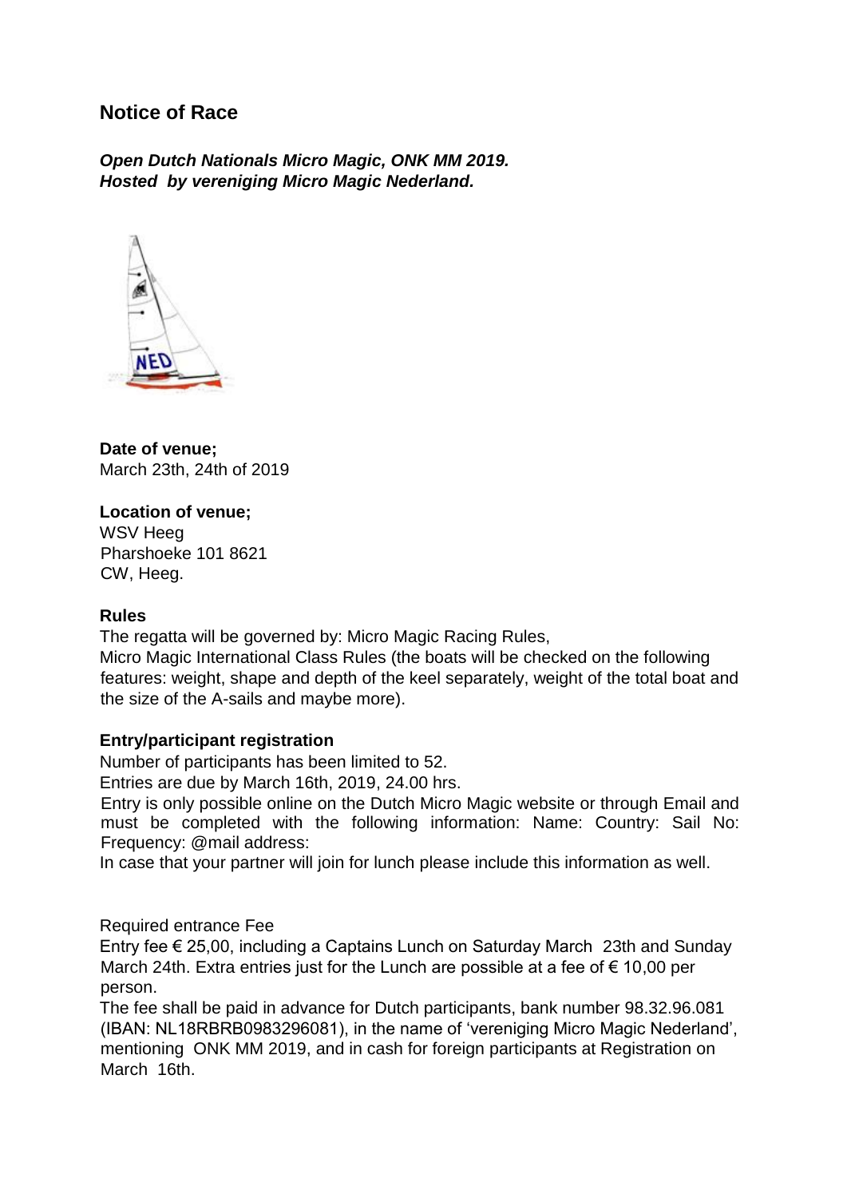# Notice of Race

***Open Dutch Nationals Micro Magic, ONK MM 2019.***
***Hosted by vereniging Micro Magic Nederland.***

**Date of venue;**
March 23th, 24th of 2019

**Location of venue;**
WSV Heeg
Pharshoeke 101 8621
CW, Heeg.

**Rules**

The regatta will be governed by: Micro Magic Racing Rules,
Micro Magic International Class Rules (the boats will be checked on the following features: weight, shape and depth of the keel separately, weight of the total boat and the size of the A-sails and maybe more).

**Entry/participant registration**

Number of participants has been limited to 52.
Entries are due by March 16th, 2019, 24.00 hrs.
Entry is only possible online on the Dutch Micro Magic website or through Email and must be completed with the following information: Name: Country: Sail No: Frequency: @mail address:
In case that your partner will join for lunch please include this information as well.

Required entrance Fee

Entry fee € 25,00, including a Captains Lunch on Saturday March 23th and Sunday March 24th. Extra entries just for the Lunch are possible at a fee of € 10,00 per person.
The fee shall be paid in advance for Dutch participants, bank number 98.32.96.081 (IBAN: NL18RBRB0983296081), in the name of 'vereniging Micro Magic Nederland', mentioning ONK MM 2019, and in cash for foreign participants at Registration on March 16th.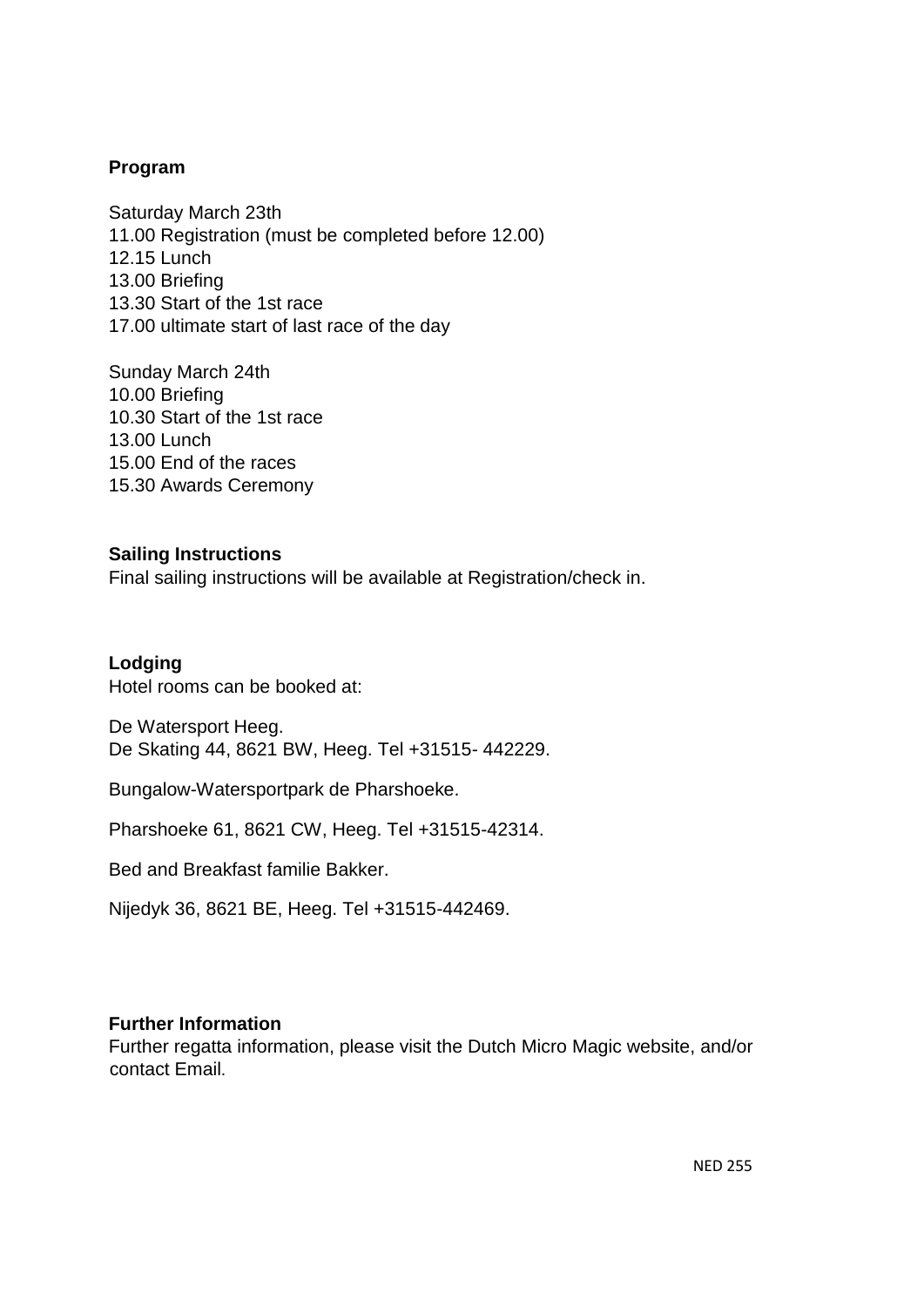## Program

Saturday March 23th
11.00 Registration (must be completed before 12.00)
12.15 Lunch
13.00 Briefing
13.30 Start of the 1st race
17.00 ultimate start of last race of the day

Sunday March 24th
10.00 Briefing
10.30 Start of the 1st race
13.00 Lunch
15.00 End of the races
15.30 Awards Ceremony

## Sailing Instructions

Final sailing instructions will be available at Registration/check in.

## Lodging

Hotel rooms can be booked at:

De Watersport Heeg.
De Skating 44, 8621 BW, Heeg. Tel +31515- 442229.

Bungalow-Watersportpark de Pharshoeke.

Pharshoeke 61, 8621 CW, Heeg. Tel +31515-42314.

Bed and Breakfast familie Bakker.

Nijedyk 36, 8621 BE, Heeg. Tel +31515-442469.

## Further Information

Further regatta information, please visit the Dutch Micro Magic website, and/or contact Email.

NED 255